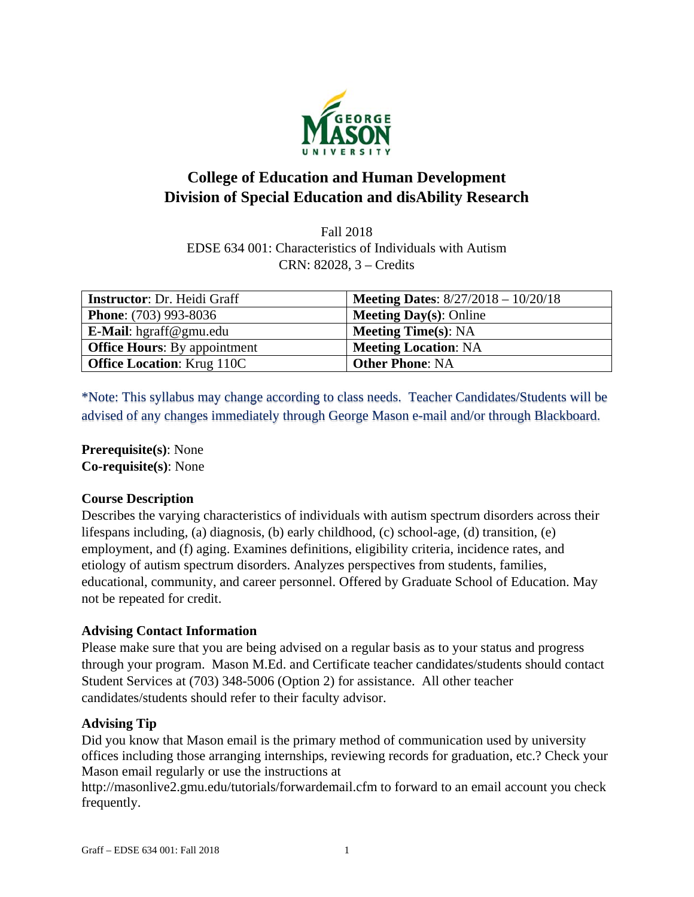# College of Education and Human Development
# Division of Special Education and disAbility Research

Fall 2018
EDSE 634 001: Characteristics of Individuals with Autism
CRN: 82028, 3 – Credits

| **Instructor**: Dr. Heidi Graff | **Meeting Dates**: 8/27/2018 – 10/20/18 |
|---|---|
| **Phone**: (703) 993-8036 | **Meeting Day(s)**: Online |
| **E-Mail**: hgraff@gmu.edu | **Meeting Time(s)**: NA |
| **Office Hours**: By appointment | **Meeting Location**: NA |
| **Office Location**: Krug 110C | **Other Phone**: NA |

*Note: This syllabus may change according to class needs. Teacher Candidates/Students will be advised of any changes immediately through George Mason e-mail and/or through Blackboard.

**Prerequisite(s)**: None
**Co-requisite(s)**: None

### Course Description

Describes the varying characteristics of individuals with autism spectrum disorders across their lifespans including, (a) diagnosis, (b) early childhood, (c) school-age, (d) transition, (e) employment, and (f) aging. Examines definitions, eligibility criteria, incidence rates, and etiology of autism spectrum disorders. Analyzes perspectives from students, families, educational, community, and career personnel. Offered by Graduate School of Education. May not be repeated for credit.

### Advising Contact Information

Please make sure that you are being advised on a regular basis as to your status and progress through your program. Mason M.Ed. and Certificate teacher candidates/students should contact Student Services at (703) 348-5006 (Option 2) for assistance. All other teacher candidates/students should refer to their faculty advisor.

### Advising Tip

Did you know that Mason email is the primary method of communication used by university offices including those arranging internships, reviewing records for graduation, etc.? Check your Mason email regularly or use the instructions at http://masonlive2.gmu.edu/tutorials/forwardemail.cfm to forward to an email account you check frequently.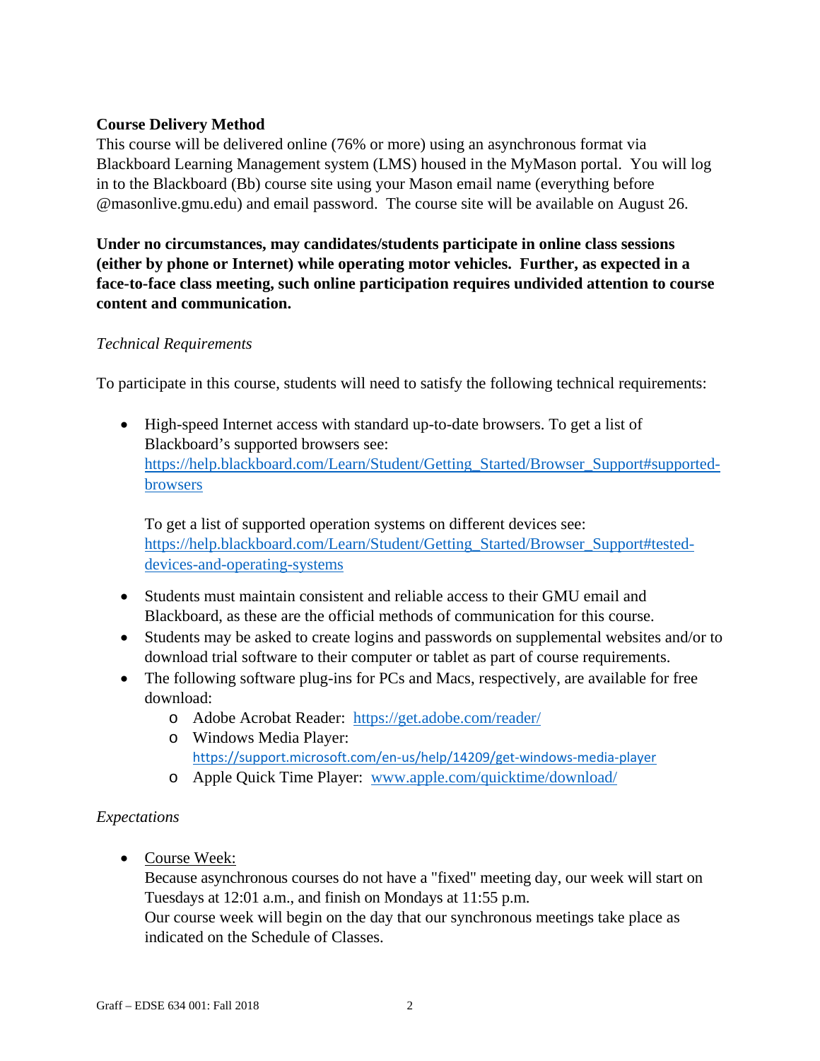**Course Delivery Method**

This course will be delivered online (76% or more) using an asynchronous format via Blackboard Learning Management system (LMS) housed in the MyMason portal. You will log in to the Blackboard (Bb) course site using your Mason email name (everything before @masonlive.gmu.edu) and email password. The course site will be available on August 26.

**Under no circumstances, may candidates/students participate in online class sessions (either by phone or Internet) while operating motor vehicles. Further, as expected in a face-to-face class meeting, such online participation requires undivided attention to course content and communication.**

*Technical Requirements*

To participate in this course, students will need to satisfy the following technical requirements:

- High-speed Internet access with standard up-to-date browsers. To get a list of Blackboard's supported browsers see: https://help.blackboard.com/Learn/Student/Getting_Started/Browser_Support#supported-browsers

  To get a list of supported operation systems on different devices see: https://help.blackboard.com/Learn/Student/Getting_Started/Browser_Support#tested-devices-and-operating-systems

- Students must maintain consistent and reliable access to their GMU email and Blackboard, as these are the official methods of communication for this course.
- Students may be asked to create logins and passwords on supplemental websites and/or to download trial software to their computer or tablet as part of course requirements.
- The following software plug-ins for PCs and Macs, respectively, are available for free download:
  - Adobe Acrobat Reader: https://get.adobe.com/reader/
  - Windows Media Player: https://support.microsoft.com/en-us/help/14209/get-windows-media-player
  - Apple Quick Time Player: www.apple.com/quicktime/download/

*Expectations*

- Course Week:
  Because asynchronous courses do not have a "fixed" meeting day, our week will start on Tuesdays at 12:01 a.m., and finish on Mondays at 11:55 p.m.
  Our course week will begin on the day that our synchronous meetings take place as indicated on the Schedule of Classes.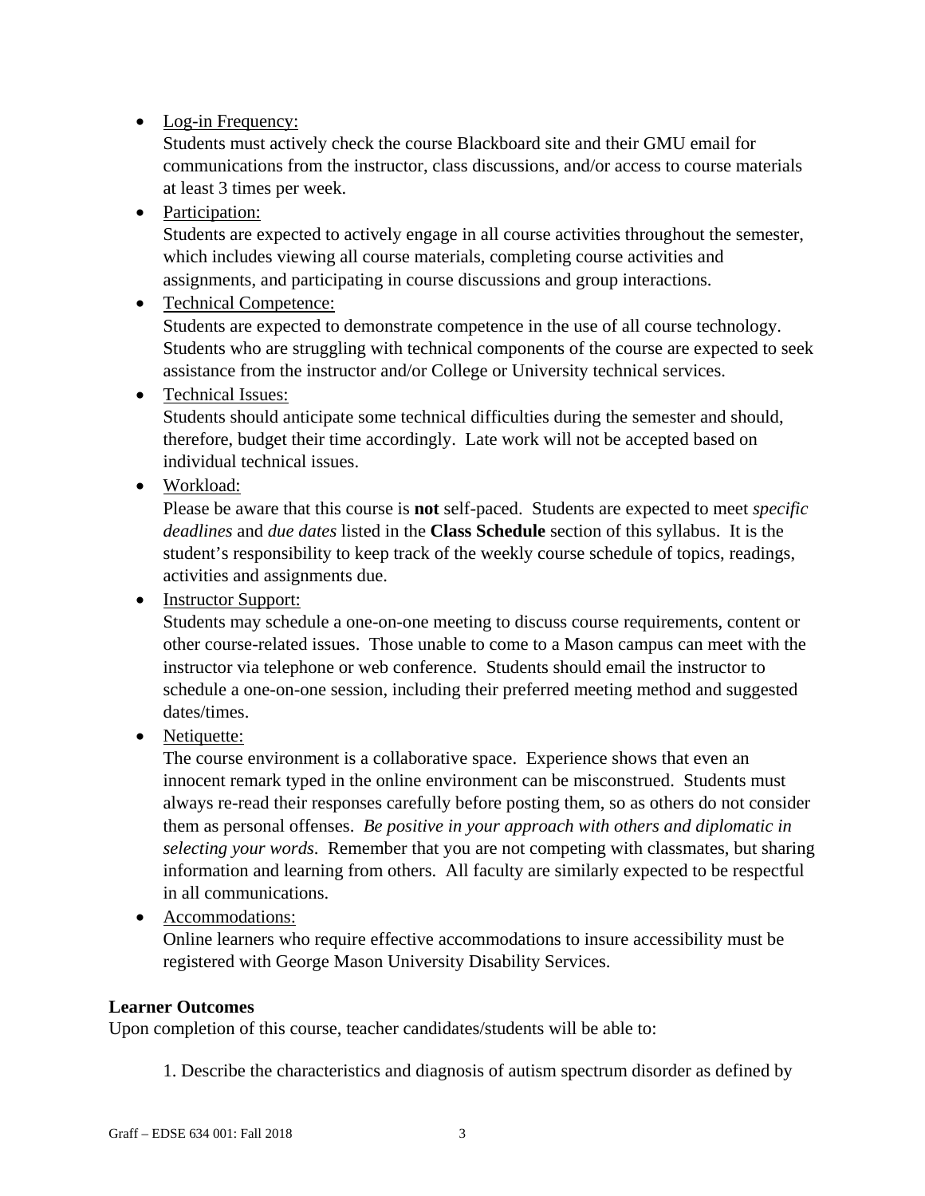- Log-in Frequency:
  Students must actively check the course Blackboard site and their GMU email for communications from the instructor, class discussions, and/or access to course materials at least 3 times per week.
- Participation:
  Students are expected to actively engage in all course activities throughout the semester, which includes viewing all course materials, completing course activities and assignments, and participating in course discussions and group interactions.
- Technical Competence:
  Students are expected to demonstrate competence in the use of all course technology. Students who are struggling with technical components of the course are expected to seek assistance from the instructor and/or College or University technical services.
- Technical Issues:
  Students should anticipate some technical difficulties during the semester and should, therefore, budget their time accordingly. Late work will not be accepted based on individual technical issues.
- Workload:
  Please be aware that this course is **not** self-paced. Students are expected to meet *specific deadlines* and *due dates* listed in the **Class Schedule** section of this syllabus. It is the student's responsibility to keep track of the weekly course schedule of topics, readings, activities and assignments due.
- Instructor Support:
  Students may schedule a one-on-one meeting to discuss course requirements, content or other course-related issues. Those unable to come to a Mason campus can meet with the instructor via telephone or web conference. Students should email the instructor to schedule a one-on-one session, including their preferred meeting method and suggested dates/times.
- Netiquette:
  The course environment is a collaborative space. Experience shows that even an innocent remark typed in the online environment can be misconstrued. Students must always re-read their responses carefully before posting them, so as others do not consider them as personal offenses. *Be positive in your approach with others and diplomatic in selecting your words*. Remember that you are not competing with classmates, but sharing information and learning from others. All faculty are similarly expected to be respectful in all communications.
- Accommodations:
  Online learners who require effective accommodations to insure accessibility must be registered with George Mason University Disability Services.

**Learner Outcomes**

Upon completion of this course, teacher candidates/students will be able to:

1. Describe the characteristics and diagnosis of autism spectrum disorder as defined by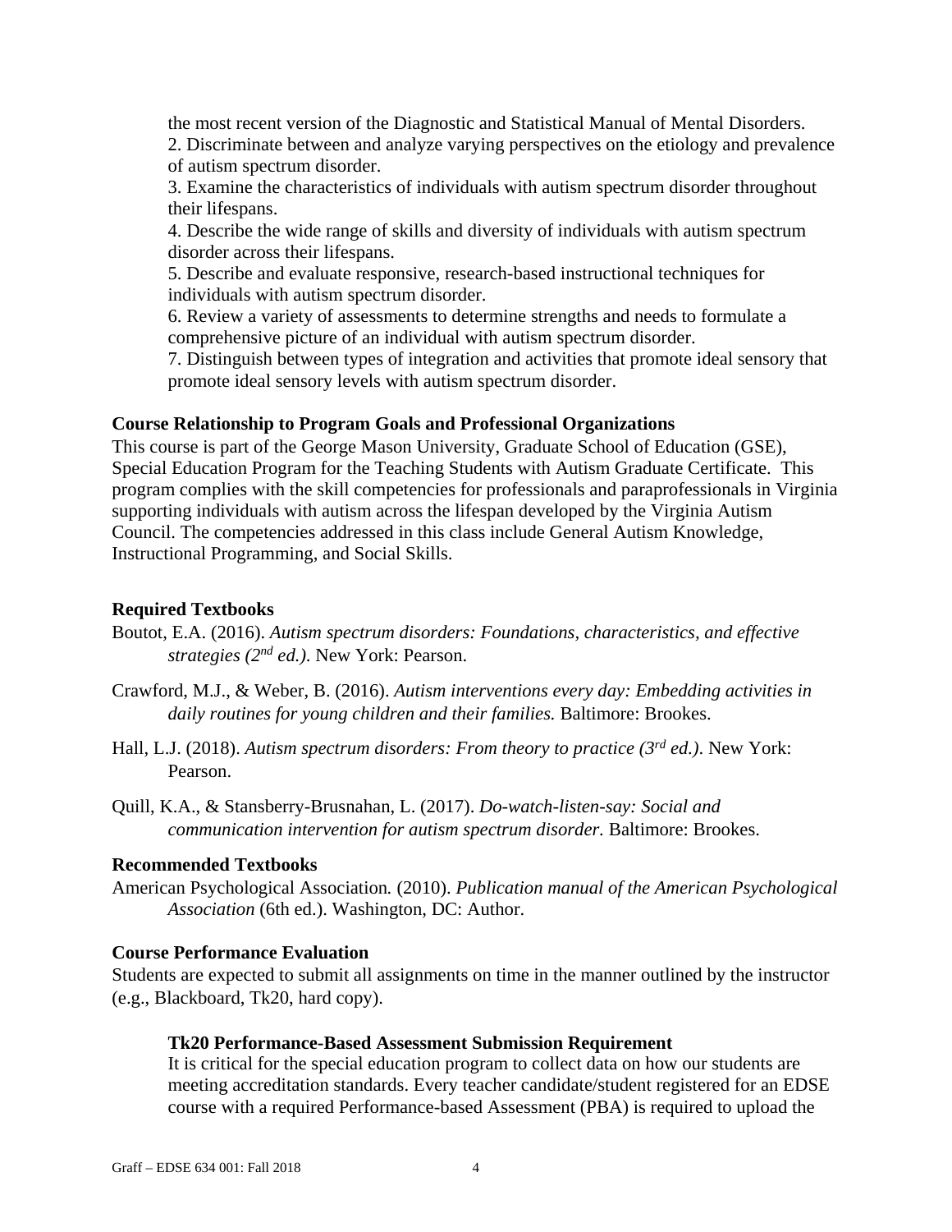the most recent version of the Diagnostic and Statistical Manual of Mental Disorders.

2. Discriminate between and analyze varying perspectives on the etiology and prevalence of autism spectrum disorder.
3. Examine the characteristics of individuals with autism spectrum disorder throughout their lifespans.
4. Describe the wide range of skills and diversity of individuals with autism spectrum disorder across their lifespans.
5. Describe and evaluate responsive, research-based instructional techniques for individuals with autism spectrum disorder.
6. Review a variety of assessments to determine strengths and needs to formulate a comprehensive picture of an individual with autism spectrum disorder.
7. Distinguish between types of integration and activities that promote ideal sensory that promote ideal sensory levels with autism spectrum disorder.

**Course Relationship to Program Goals and Professional Organizations**

This course is part of the George Mason University, Graduate School of Education (GSE), Special Education Program for the Teaching Students with Autism Graduate Certificate. This program complies with the skill competencies for professionals and paraprofessionals in Virginia supporting individuals with autism across the lifespan developed by the Virginia Autism Council. The competencies addressed in this class include General Autism Knowledge, Instructional Programming, and Social Skills.

**Required Textbooks**

Boutot, E.A. (2016). *Autism spectrum disorders: Foundations, characteristics, and effective strategies (2nd ed.)*. New York: Pearson.

Crawford, M.J., & Weber, B. (2016). *Autism interventions every day: Embedding activities in daily routines for young children and their families.* Baltimore: Brookes.

Hall, L.J. (2018). *Autism spectrum disorders: From theory to practice (3rd ed.)*. New York: Pearson.

Quill, K.A., & Stansberry-Brusnahan, L. (2017). *Do-watch-listen-say: Social and communication intervention for autism spectrum disorder.* Baltimore: Brookes.

**Recommended Textbooks**

American Psychological Association. (2010). *Publication manual of the American Psychological Association* (6th ed.). Washington, DC: Author.

**Course Performance Evaluation**

Students are expected to submit all assignments on time in the manner outlined by the instructor (e.g., Blackboard, Tk20, hard copy).

**Tk20 Performance-Based Assessment Submission Requirement**

It is critical for the special education program to collect data on how our students are meeting accreditation standards. Every teacher candidate/student registered for an EDSE course with a required Performance-based Assessment (PBA) is required to upload the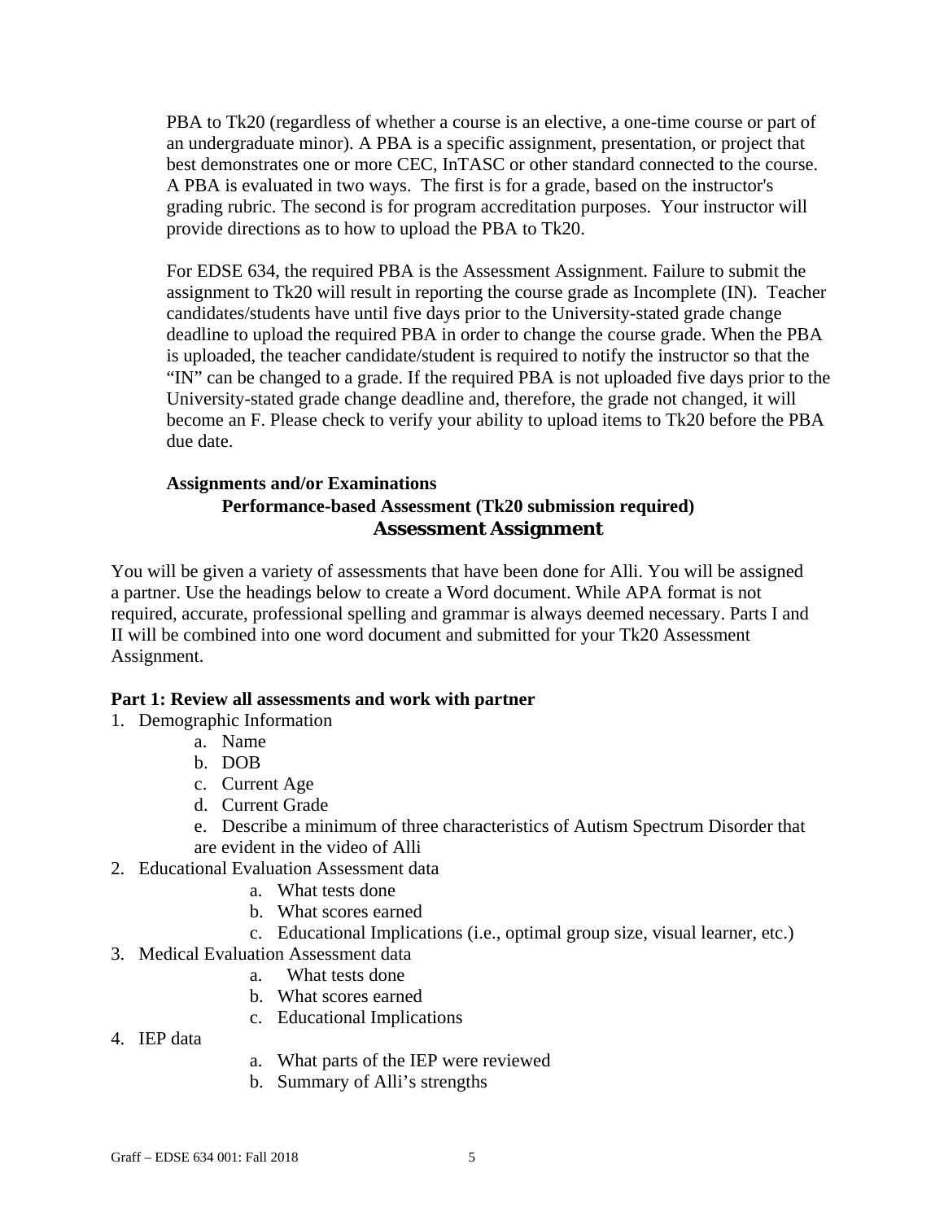PBA to Tk20 (regardless of whether a course is an elective, a one-time course or part of an undergraduate minor). A PBA is a specific assignment, presentation, or project that best demonstrates one or more CEC, InTASC or other standard connected to the course. A PBA is evaluated in two ways. The first is for a grade, based on the instructor's grading rubric. The second is for program accreditation purposes. Your instructor will provide directions as to how to upload the PBA to Tk20.

For EDSE 634, the required PBA is the Assessment Assignment. Failure to submit the assignment to Tk20 will result in reporting the course grade as Incomplete (IN). Teacher candidates/students have until five days prior to the University-stated grade change deadline to upload the required PBA in order to change the course grade. When the PBA is uploaded, the teacher candidate/student is required to notify the instructor so that the "IN" can be changed to a grade. If the required PBA is not uploaded five days prior to the University-stated grade change deadline and, therefore, the grade not changed, it will become an F. Please check to verify your ability to upload items to Tk20 before the PBA due date.

**Assignments and/or Examinations**

**Performance-based Assessment (Tk20 submission required)**

## Assessment Assignment

You will be given a variety of assessments that have been done for Alli. You will be assigned a partner. Use the headings below to create a Word document. While APA format is not required, accurate, professional spelling and grammar is always deemed necessary. Parts I and II will be combined into one word document and submitted for your Tk20 Assessment Assignment.

**Part 1: Review all assessments and work with partner**

1. Demographic Information
   a. Name
   b. DOB
   c. Current Age
   d. Current Grade
   e. Describe a minimum of three characteristics of Autism Spectrum Disorder that are evident in the video of Alli
2. Educational Evaluation Assessment data
   a. What tests done
   b. What scores earned
   c. Educational Implications (i.e., optimal group size, visual learner, etc.)
3. Medical Evaluation Assessment data
   a. What tests done
   b. What scores earned
   c. Educational Implications
4. IEP data
   a. What parts of the IEP were reviewed
   b. Summary of Alli's strengths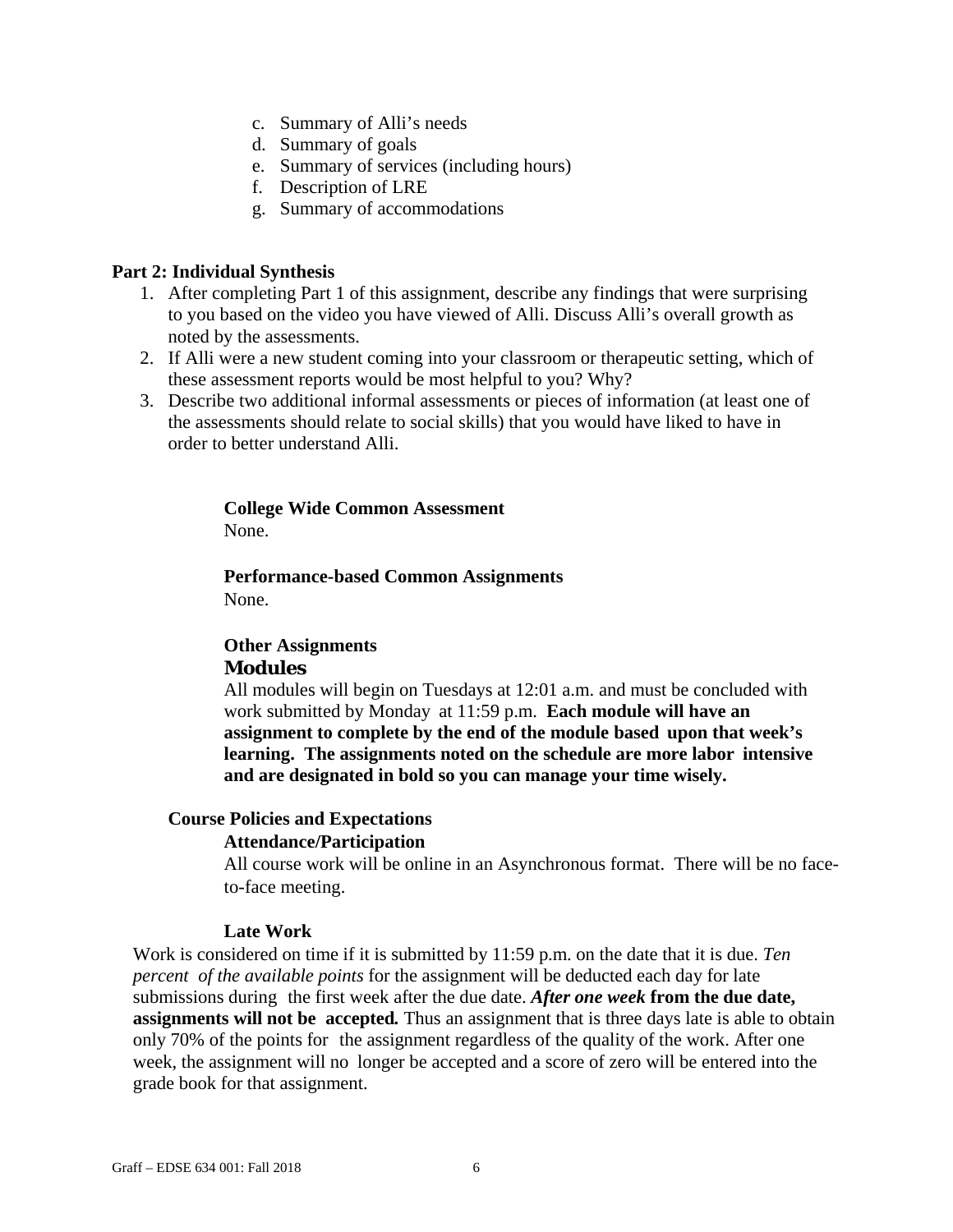c. Summary of Alli's needs
d. Summary of goals
e. Summary of services (including hours)
f. Description of LRE
g. Summary of accommodations

**Part 2: Individual Synthesis**

1. After completing Part 1 of this assignment, describe any findings that were surprising to you based on the video you have viewed of Alli. Discuss Alli's overall growth as noted by the assessments.
2. If Alli were a new student coming into your classroom or therapeutic setting, which of these assessment reports would be most helpful to you? Why?
3. Describe two additional informal assessments or pieces of information (at least one of the assessments should relate to social skills) that you would have liked to have in order to better understand Alli.

**College Wide Common Assessment**
None.

**Performance-based Common Assignments**
None.

**Other Assignments**

**Modules**

All modules will begin on Tuesdays at 12:01 a.m. and must be concluded with work submitted by Monday at 11:59 p.m. **Each module will have an assignment to complete by the end of the module based upon that week's learning. The assignments noted on the schedule are more labor intensive and are designated in bold so you can manage your time wisely.**

**Course Policies and Expectations**

**Attendance/Participation**

All course work will be online in an Asynchronous format. There will be no face-to-face meeting.

**Late Work**

Work is considered on time if it is submitted by 11:59 p.m. on the date that it is due. *Ten percent of the available points* for the assignment will be deducted each day for late submissions during the first week after the due date. ***After one week* from the due date, assignments will not be accepted.** Thus an assignment that is three days late is able to obtain only 70% of the points for the assignment regardless of the quality of the work. After one week, the assignment will no longer be accepted and a score of zero will be entered into the grade book for that assignment.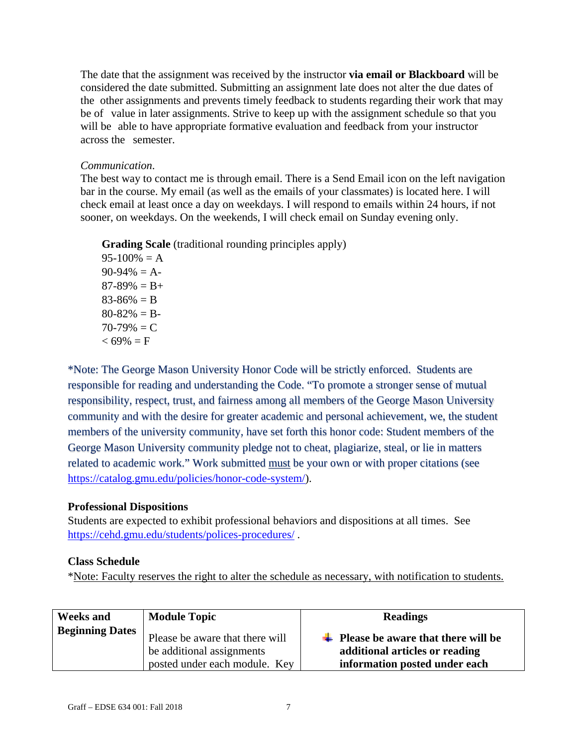The date that the assignment was received by the instructor **via email or Blackboard** will be considered the date submitted. Submitting an assignment late does not alter the due dates of the other assignments and prevents timely feedback to students regarding their work that may be of value in later assignments. Strive to keep up with the assignment schedule so that you will be able to have appropriate formative evaluation and feedback from your instructor across the semester.

*Communication.*
The best way to contact me is through email. There is a Send Email icon on the left navigation bar in the course. My email (as well as the emails of your classmates) is located here. I will check email at least once a day on weekdays. I will respond to emails within 24 hours, if not sooner, on weekdays. On the weekends, I will check email on Sunday evening only.

**Grading Scale** (traditional rounding principles apply)
95-100% = A
90-94% = A-
87-89% = B+
83-86% = B
80-82% = B-
70-79% = C
< 69% = F

*Note: The George Mason University Honor Code will be strictly enforced. Students are responsible for reading and understanding the Code. "To promote a stronger sense of mutual responsibility, respect, trust, and fairness among all members of the George Mason University community and with the desire for greater academic and personal achievement, we, the student members of the university community, have set forth this honor code: Student members of the George Mason University community pledge not to cheat, plagiarize, steal, or lie in matters related to academic work." Work submitted must be your own or with proper citations (see https://catalog.gmu.edu/policies/honor-code-system/).

**Professional Dispositions**
Students are expected to exhibit professional behaviors and dispositions at all times. See https://cehd.gmu.edu/students/polices-procedures/ .

**Class Schedule**
*Note: Faculty reserves the right to alter the schedule as necessary, with notification to students.

| Weeks and Beginning Dates | Module Topic | Readings |
|---|---|---|
| | Please be aware that there will be additional assignments posted under each module. Key | **Please be aware that there will be additional articles or reading information posted under each** |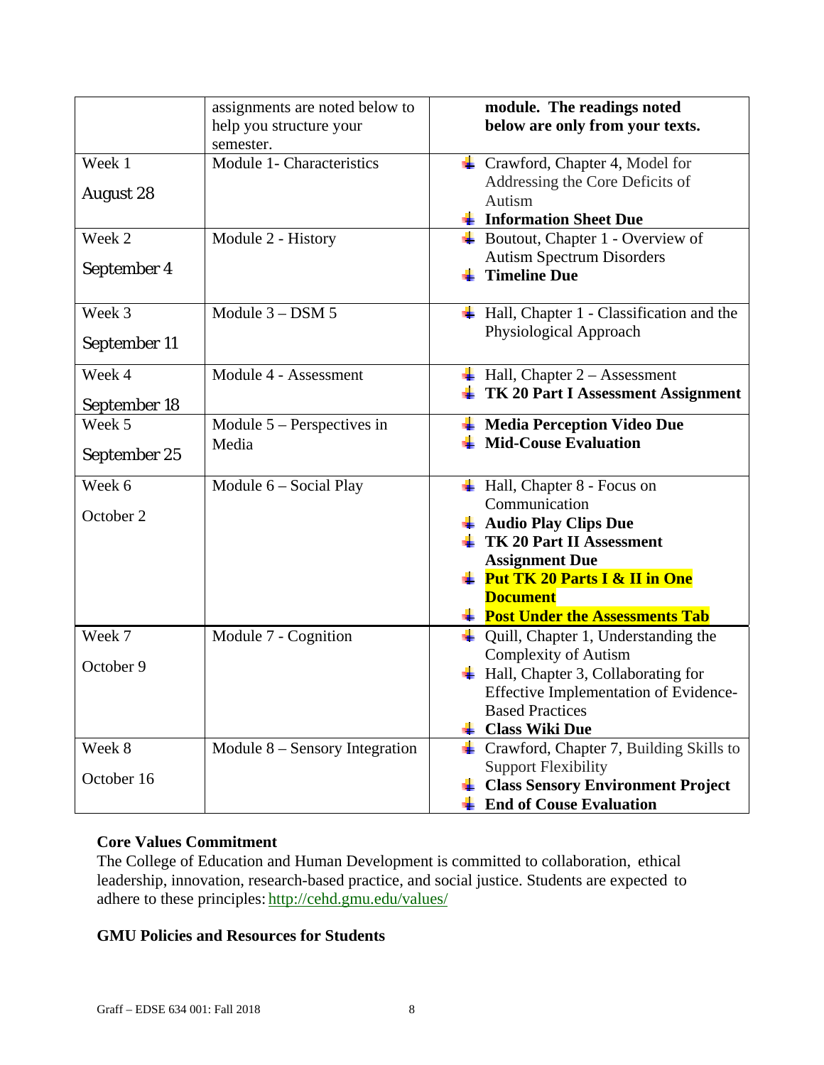| | assignments are noted below to help you structure your semester. | **module. The readings noted below are only from your texts.** |
|---|---|---|
| Week 1<br>August 28 | Module 1- Characteristics | - Crawford, Chapter 4, Model for Addressing the Core Deficits of Autism<br>- **Information Sheet Due** |
| Week 2<br>September 4 | Module 2 - History | - Boutout, Chapter 1 - Overview of Autism Spectrum Disorders<br>- **Timeline Due** |
| Week 3<br>September 11 | Module 3 – DSM 5 | - Hall, Chapter 1 - Classification and the Physiological Approach |
| Week 4<br>September 18 | Module 4 - Assessment | - Hall, Chapter 2 – Assessment<br>- **TK 20 Part I Assessment Assignment** |
| Week 5<br>September 25 | Module 5 – Perspectives in Media | - **Media Perception Video Due**<br>- **Mid-Couse Evaluation** |
| Week 6<br>October 2 | Module 6 – Social Play | - Hall, Chapter 8 - Focus on Communication<br>- **Audio Play Clips Due**<br>- **TK 20 Part II Assessment Assignment Due**<br>- **Put TK 20 Parts I & II in One Document**<br>- **Post Under the Assessments Tab** |
| Week 7<br>October 9 | Module 7 - Cognition | - Quill, Chapter 1, Understanding the Complexity of Autism<br>- Hall, Chapter 3, Collaborating for Effective Implementation of Evidence-Based Practices<br>- **Class Wiki Due** |
| Week 8<br>October 16 | Module 8 – Sensory Integration | - Crawford, Chapter 7, Building Skills to Support Flexibility<br>- **Class Sensory Environment Project**<br>- **End of Couse Evaluation** |

**Core Values Commitment**

The College of Education and Human Development is committed to collaboration, ethical leadership, innovation, research-based practice, and social justice. Students are expected to adhere to these principles: http://cehd.gmu.edu/values/

**GMU Policies and Resources for Students**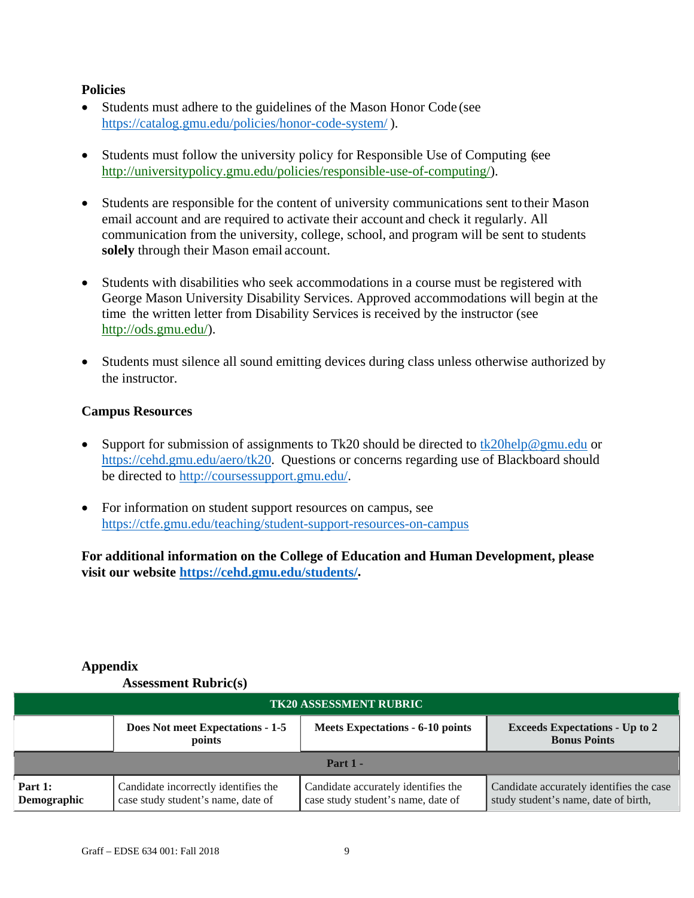**Policies**

- Students must adhere to the guidelines of the Mason Honor Code (see https://catalog.gmu.edu/policies/honor-code-system/ ).

- Students must follow the university policy for Responsible Use of Computing (see http://universitypolicy.gmu.edu/policies/responsible-use-of-computing/).

- Students are responsible for the content of university communications sent to their Mason email account and are required to activate their account and check it regularly. All communication from the university, college, school, and program will be sent to students **solely** through their Mason email account.

- Students with disabilities who seek accommodations in a course must be registered with George Mason University Disability Services. Approved accommodations will begin at the time the written letter from Disability Services is received by the instructor (see http://ods.gmu.edu/).

- Students must silence all sound emitting devices during class unless otherwise authorized by the instructor.

**Campus Resources**

- Support for submission of assignments to Tk20 should be directed to tk20help@gmu.edu or https://cehd.gmu.edu/aero/tk20. Questions or concerns regarding use of Blackboard should be directed to http://coursessupport.gmu.edu/.

- For information on student support resources on campus, see https://ctfe.gmu.edu/teaching/student-support-resources-on-campus

**For additional information on the College of Education and Human Development, please visit our website https://cehd.gmu.edu/students/.**

**Appendix**

**Assessment Rubric(s)**

| TK20 ASSESSMENT RUBRIC | | | |
|---|---|---|---|
| | **Does Not meet Expectations - 1-5 points** | **Meets Expectations - 6-10 points** | **Exceeds Expectations - Up to 2 Bonus Points** |
| **Part 1 -** | | | |
| **Part 1: Demographic** | Candidate incorrectly identifies the case study student's name, date of | Candidate accurately identifies the case study student's name, date of | Candidate accurately identifies the case study student's name, date of birth, |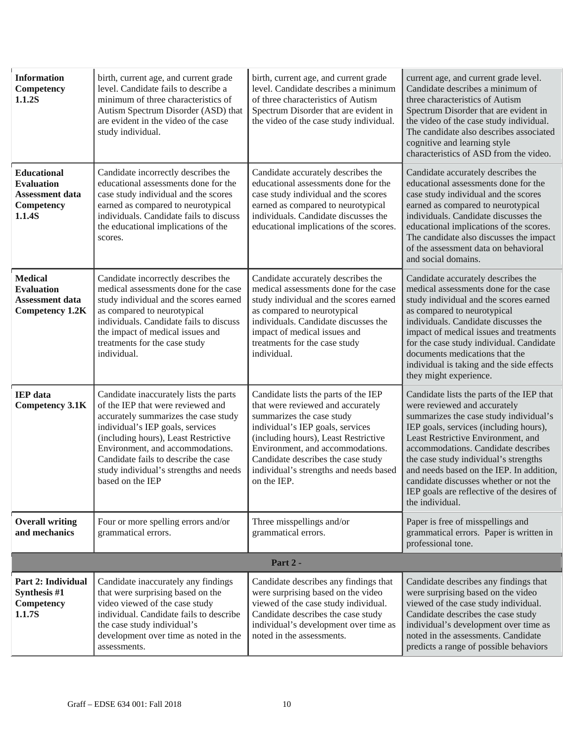| | | | |
|---|---|---|---|
| **Information Competency 1.1.2S** | birth, current age, and current grade level. Candidate fails to describe a minimum of three characteristics of Autism Spectrum Disorder (ASD) that are evident in the video of the case study individual. | birth, current age, and current grade level. Candidate describes a minimum of three characteristics of Autism Spectrum Disorder that are evident in the video of the case study individual. | current age, and current grade level. Candidate describes a minimum of three characteristics of Autism Spectrum Disorder that are evident in the video of the case study individual. The candidate also describes associated cognitive and learning style characteristics of ASD from the video. |
| **Educational Evaluation Assessment data Competency 1.1.4S** | Candidate incorrectly describes the educational assessments done for the case study individual and the scores earned as compared to neurotypical individuals. Candidate fails to discuss the educational implications of the scores. | Candidate accurately describes the educational assessments done for the case study individual and the scores earned as compared to neurotypical individuals. Candidate discusses the educational implications of the scores. | Candidate accurately describes the educational assessments done for the case study individual and the scores earned as compared to neurotypical individuals. Candidate discusses the educational implications of the scores. The candidate also discusses the impact of the assessment data on behavioral and social domains. |
| **Medical Evaluation Assessment data Competency 1.2K** | Candidate incorrectly describes the medical assessments done for the case study individual and the scores earned as compared to neurotypical individuals. Candidate fails to discuss the impact of medical issues and treatments for the case study individual. | Candidate accurately describes the medical assessments done for the case study individual and the scores earned as compared to neurotypical individuals. Candidate discusses the impact of medical issues and treatments for the case study individual. | Candidate accurately describes the medical assessments done for the case study individual and the scores earned as compared to neurotypical individuals. Candidate discusses the impact of medical issues and treatments for the case study individual. Candidate documents medications that the individual is taking and the side effects they might experience. |
| **IEP data Competency 3.1K** | Candidate inaccurately lists the parts of the IEP that were reviewed and accurately summarizes the case study individual's IEP goals, services (including hours), Least Restrictive Environment, and accommodations. Candidate fails to describe the case study individual's strengths and needs based on the IEP | Candidate lists the parts of the IEP that were reviewed and accurately summarizes the case study individual's IEP goals, services (including hours), Least Restrictive Environment, and accommodations. Candidate describes the case study individual's strengths and needs based on the IEP. | Candidate lists the parts of the IEP that were reviewed and accurately summarizes the case study individual's IEP goals, services (including hours), Least Restrictive Environment, and accommodations. Candidate describes the case study individual's strengths and needs based on the IEP. In addition, candidate discusses whether or not the IEP goals are reflective of the desires of the individual. |
| **Overall writing and mechanics** | Four or more spelling errors and/or grammatical errors. | Three misspellings and/or grammatical errors. | Paper is free of misspellings and grammatical errors. Paper is written in professional tone. |
| **Part 2 -** | | | |
| **Part 2: Individual Synthesis #1 Competency 1.1.7S** | Candidate inaccurately any findings that were surprising based on the video viewed of the case study individual. Candidate fails to describe the case study individual's development over time as noted in the assessments. | Candidate describes any findings that were surprising based on the video viewed of the case study individual. Candidate describes the case study individual's development over time as noted in the assessments. | Candidate describes any findings that were surprising based on the video viewed of the case study individual. Candidate describes the case study individual's development over time as noted in the assessments. Candidate predicts a range of possible behaviors |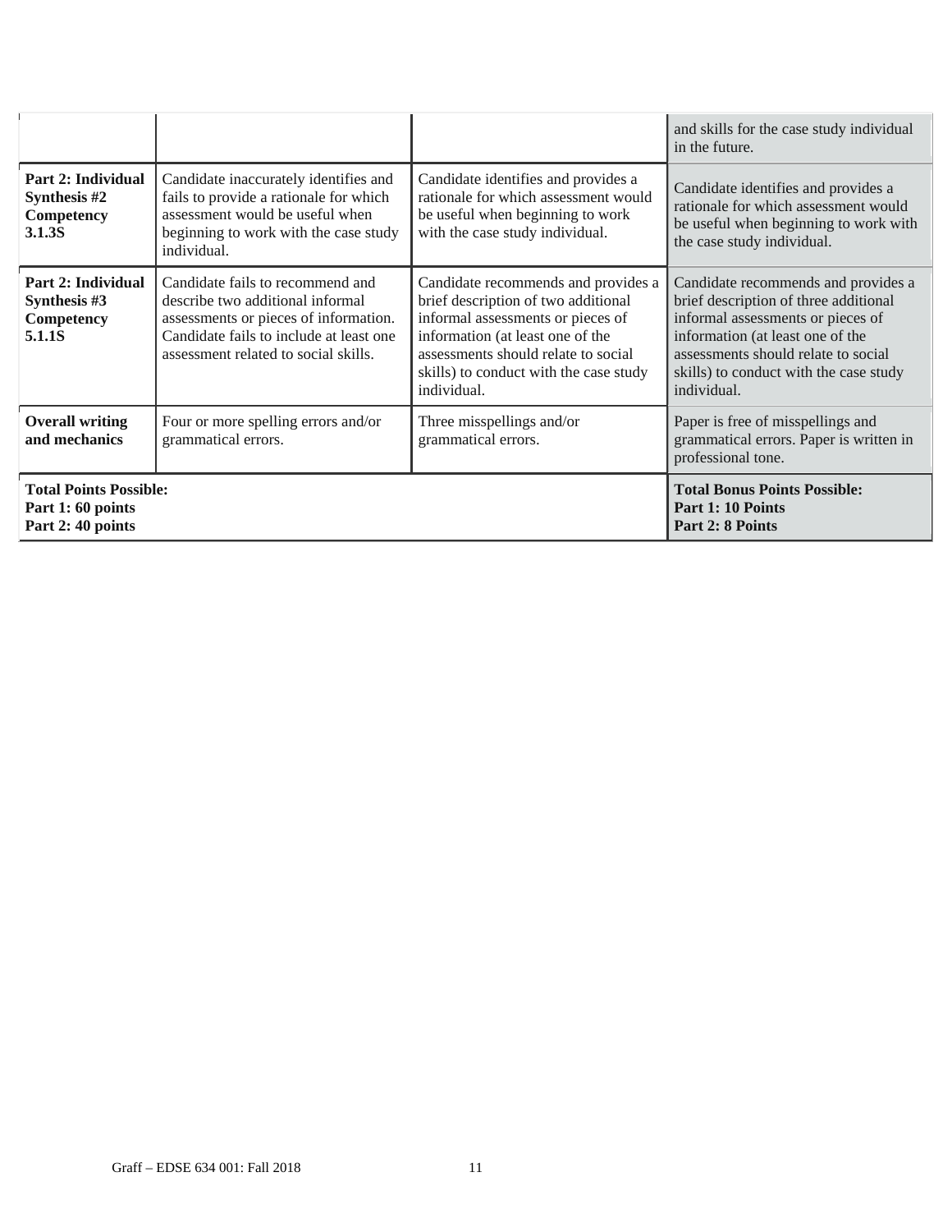| | | | |
|---|---|---|---|
| | | | and skills for the case study individual in the future. |
| **Part 2: Individual Synthesis #2 Competency 3.1.3S** | Candidate inaccurately identifies and fails to provide a rationale for which assessment would be useful when beginning to work with the case study individual. | Candidate identifies and provides a rationale for which assessment would be useful when beginning to work with the case study individual. | Candidate identifies and provides a rationale for which assessment would be useful when beginning to work with the case study individual. |
| **Part 2: Individual Synthesis #3 Competency 5.1.1S** | Candidate fails to recommend and describe two additional informal assessments or pieces of information. Candidate fails to include at least one assessment related to social skills. | Candidate recommends and provides a brief description of two additional informal assessments or pieces of information (at least one of the assessments should relate to social skills) to conduct with the case study individual. | Candidate recommends and provides a brief description of three additional informal assessments or pieces of information (at least one of the assessments should relate to social skills) to conduct with the case study individual. |
| **Overall writing and mechanics** | Four or more spelling errors and/or grammatical errors. | Three misspellings and/or grammatical errors. | Paper is free of misspellings and grammatical errors. Paper is written in professional tone. |
| **Total Points Possible: Part 1: 60 points Part 2: 40 points** | | | **Total Bonus Points Possible: Part 1: 10 Points Part 2: 8 Points** |